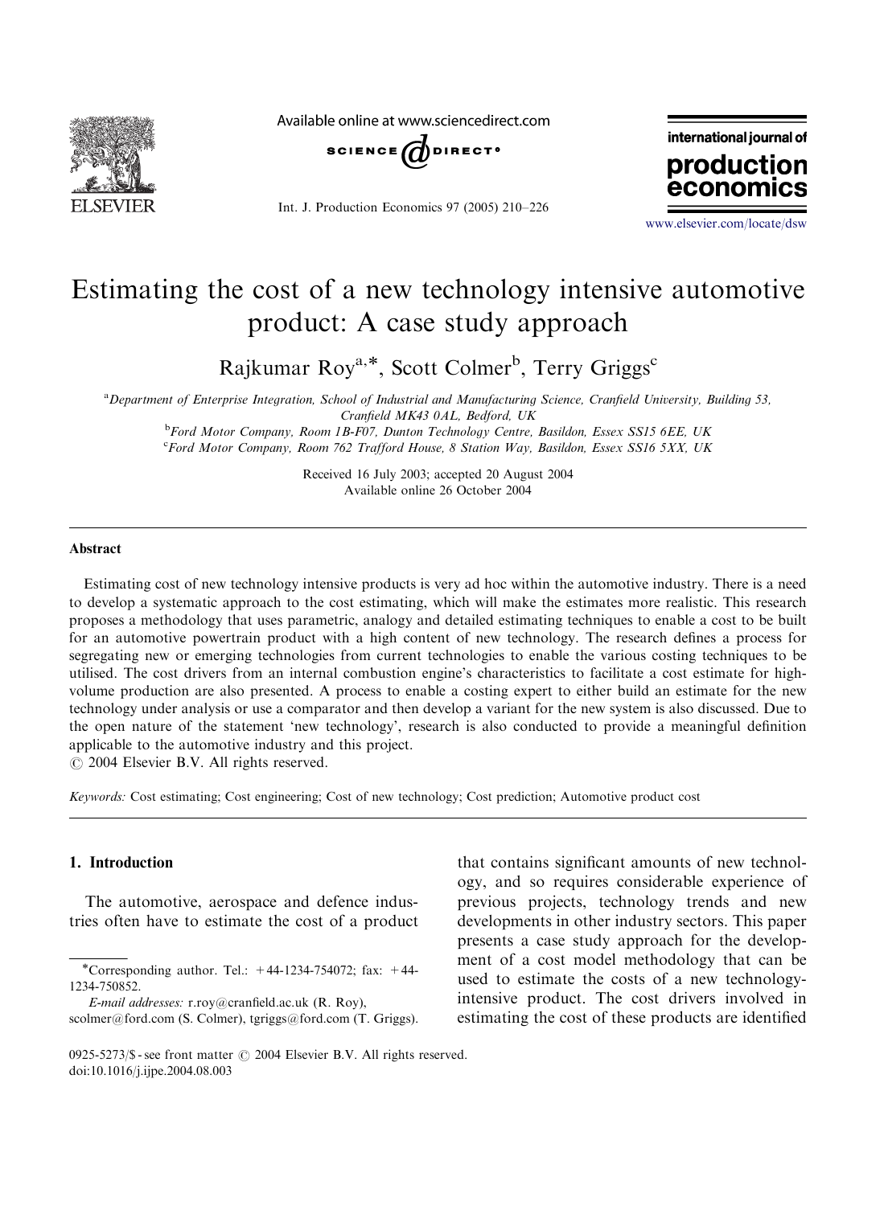# Estimating the cost of a new technology intensive automotive product: A case study approach

Rajkumar Roy[a,*], Scott Colmer[b], Terry Griggs[c]

[a]Department of Enterprise Integration, School of Industrial and Manufacturing Science, Cranfield University, Building 53, Cranfield MK43 0AL, Bedford, UK

[b]Ford Motor Company, Room 1B-F07, Dunton Technology Centre, Basildon, Essex SS15 6EE, UK

[c]Ford Motor Company, Room 762 Trafford House, 8 Station Way, Basildon, Essex SS16 5XX, UK

Received 16 July 2003; accepted 20 August 2004

Available online 26 October 2004

## Abstract

Estimating cost of new technology intensive products is very ad hoc within the automotive industry. There is a need to develop a systematic approach to the cost estimating, which will make the estimates more realistic. This research proposes a methodology that uses parametric, analogy and detailed estimating techniques to enable a cost to be built for an automotive powertrain product with a high content of new technology. The research defines a process for segregating new or emerging technologies from current technologies to enable the various costing techniques to be utilised. The cost drivers from an internal combustion engine's characteristics to facilitate a cost estimate for high-volume production are also presented. A process to enable a costing expert to either build an estimate for the new technology under analysis or use a comparator and then develop a variant for the new system is also discussed. Due to the open nature of the statement 'new technology', research is also conducted to provide a meaningful definition applicable to the automotive industry and this project.

© 2004 Elsevier B.V. All rights reserved.

*Keywords:* Cost estimating; Cost engineering; Cost of new technology; Cost prediction; Automotive product cost

## 1. Introduction

The automotive, aerospace and defence industries often have to estimate the cost of a product that contains significant amounts of new technology, and so requires considerable experience of previous projects, technology trends and new developments in other industry sectors. This paper presents a case study approach for the development of a cost model methodology that can be used to estimate the costs of a new technology-intensive product. The cost drivers involved in estimating the cost of these products are identified

*Corresponding author. Tel.: +44-1234-754072; fax: +44-1234-750852.

*E-mail addresses:* r.roy@cranfield.ac.uk (R. Roy), scolmer@ford.com (S. Colmer), tgriggs@ford.com (T. Griggs).

0925-5273/$ - see front matter © 2004 Elsevier B.V. All rights reserved.
doi:10.1016/j.ijpe.2004.08.003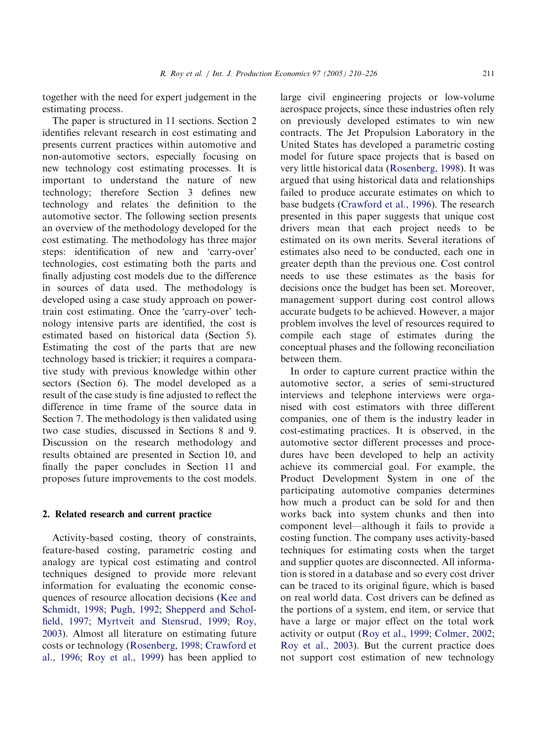together with the need for expert judgement in the estimating process.

The paper is structured in 11 sections. Section 2 identifies relevant research in cost estimating and presents current practices within automotive and non-automotive sectors, especially focusing on new technology cost estimating processes. It is important to understand the nature of new technology; therefore Section 3 defines new technology and relates the definition to the automotive sector. The following section presents an overview of the methodology developed for the cost estimating. The methodology has three major steps: identification of new and 'carry-over' technologies, cost estimating both the parts and finally adjusting cost models due to the difference in sources of data used. The methodology is developed using a case study approach on power-train cost estimating. Once the 'carry-over' technology intensive parts are identified, the cost is estimated based on historical data (Section 5). Estimating the cost of the parts that are new technology based is trickier; it requires a comparative study with previous knowledge within other sectors (Section 6). The model developed as a result of the case study is fine adjusted to reflect the difference in time frame of the source data in Section 7. The methodology is then validated using two case studies, discussed in Sections 8 and 9. Discussion on the research methodology and results obtained are presented in Section 10, and finally the paper concludes in Section 11 and proposes future improvements to the cost models.

## 2. Related research and current practice

Activity-based costing, theory of constraints, feature-based costing, parametric costing and analogy are typical cost estimating and control techniques designed to provide more relevant information for evaluating the economic consequences of resource allocation decisions (Kee and Schmidt, 1998; Pugh, 1992; Shepperd and Schofield, 1997; Myrtveit and Stensrud, 1999; Roy, 2003). Almost all literature on estimating future costs or technology (Rosenberg, 1998; Crawford et al., 1996; Roy et al., 1999) has been applied to large civil engineering projects or low-volume aerospace projects, since these industries often rely on previously developed estimates to win new contracts. The Jet Propulsion Laboratory in the United States has developed a parametric costing model for future space projects that is based on very little historical data (Rosenberg, 1998). It was argued that using historical data and relationships failed to produce accurate estimates on which to base budgets (Crawford et al., 1996). The research presented in this paper suggests that unique cost drivers mean that each project needs to be estimated on its own merits. Several iterations of estimates also need to be conducted, each one in greater depth than the previous one. Cost control needs to use these estimates as the basis for decisions once the budget has been set. Moreover, management support during cost control allows accurate budgets to be achieved. However, a major problem involves the level of resources required to compile each stage of estimates during the conceptual phases and the following reconciliation between them.

In order to capture current practice within the automotive sector, a series of semi-structured interviews and telephone interviews were organised with cost estimators with three different companies, one of them is the industry leader in cost-estimating practices. It is observed, in the automotive sector different processes and procedures have been developed to help an activity achieve its commercial goal. For example, the Product Development System in one of the participating automotive companies determines how much a product can be sold for and then works back into system chunks and then into component level—although it fails to provide a costing function. The company uses activity-based techniques for estimating costs when the target and supplier quotes are disconnected. All information is stored in a database and so every cost driver can be traced to its original figure, which is based on real world data. Cost drivers can be defined as the portions of a system, end item, or service that have a large or major effect on the total work activity or output (Roy et al., 1999; Colmer, 2002; Roy et al., 2003). But the current practice does not support cost estimation of new technology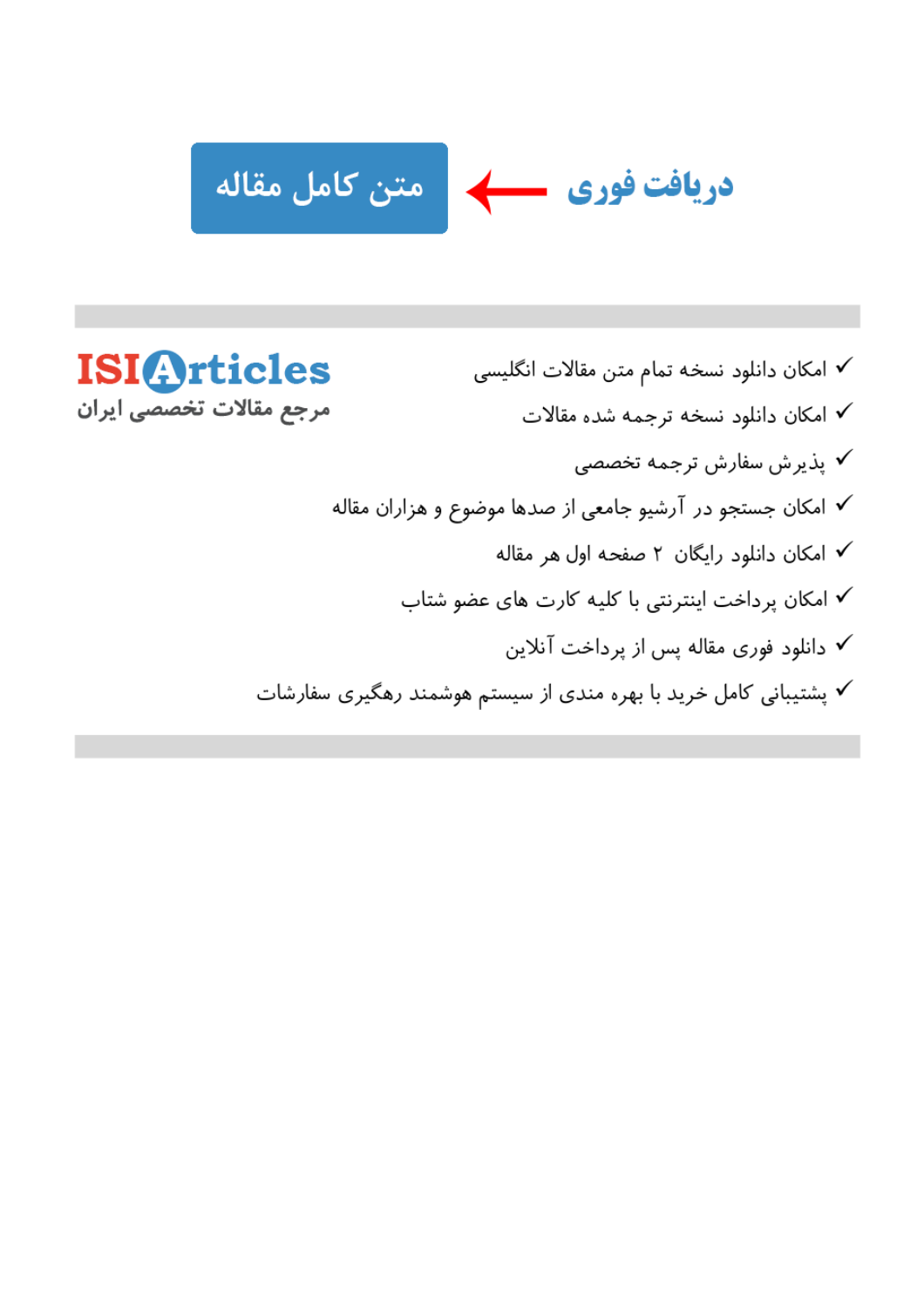دریافت فوری ← **متن کامل مقاله**

**ISIArticles**
مرجع مقالات تخصصی ایران

- ✓ امکان دانلود نسخه تمام متن مقالات انگلیسی
- ✓ امکان دانلود نسخه ترجمه شده مقالات
- ✓ پذیرش سفارش ترجمه تخصصی
- ✓ امکان جستجو در آرشیو جامعی از صدها موضوع و هزاران مقاله
- ✓ امکان دانلود رایگان ۲ صفحه اول هر مقاله
- ✓ امکان پرداخت اینترنتی با کلیه کارت های عضو شتاب
- ✓ دانلود فوری مقاله پس از پرداخت آنلاین
- ✓ پشتیبانی کامل خرید با بهره مندی از سیستم هوشمند رهگیری سفارشات